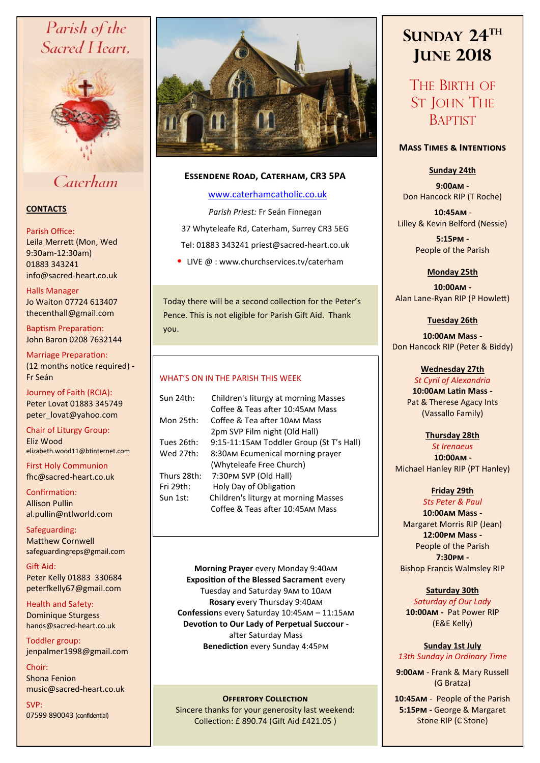# Parish of the Sacred Heart, Caterham

## CONTACTS

Parish Office:
Leila Merrett (Mon, Wed 9:30am-12:30am)
01883 343241
info@sacred-heart.co.uk

Halls Manager
Jo Waiton 07724 613407
thecenthall@gmail.com

Baptism Preparation:
John Baron 0208 7632144

Marriage Preparation:
(12 months notice required) - Fr Seán

Journey of Faith (RCIA):
Peter Lovat 01883 345749
peter_lovat@yahoo.com

Chair of Liturgy Group:
Eliz Wood
elizabeth.wood11@btinternet.com

First Holy Communion
fhc@sacred-heart.co.uk

Confirmation:
Allison Pullin
al.pullin@ntlworld.com

Safeguarding:
Matthew Cornwell
safeguardingreps@gmail.com

Gift Aid:
Peter Kelly 01883 330684
peterfkelly67@gmail.com

Health and Safety:
Dominique Sturgess
hands@sacred-heart.co.uk

Toddler group:
jenpalmer1998@gmail.com

Choir:
Shona Fenion
music@sacred-heart.co.uk

SVP:
07599 890043 (confidential)

---

**ESSENDENE ROAD, CATERHAM, CR3 5PA**

www.caterhamcatholic.co.uk

*Parish Priest:* Fr Seán Finnegan

37 Whyteleafe Rd, Caterham, Surrey CR3 5EG

Tel: 01883 343241 priest@sacred-heart.co.uk

- LIVE @ : www.churchservices.tv/caterham

Today there will be a second collection for the Peter's Pence. This is not eligible for Parish Gift Aid. Thank you.

### WHAT'S ON IN THE PARISH THIS WEEK

| | |
|---|---|
| Sun 24th: | Children's liturgy at morning Masses<br>Coffee & Teas after 10:45AM Mass |
| Mon 25th: | Coffee & Tea after 10AM Mass<br>2pm SVP Film night (Old Hall) |
| Tues 26th: | 9:15-11:15AM Toddler Group (St T's Hall) |
| Wed 27th: | 8:30AM Ecumenical morning prayer (Whyteleafe Free Church) |
| Thurs 28th: | 7:30PM SVP (Old Hall) |
| Fri 29th: | Holy Day of Obligation |
| Sun 1st: | Children's liturgy at morning Masses<br>Coffee & Teas after 10:45AM Mass |

**Morning Prayer** every Monday 9:40AM
**Exposition of the Blessed Sacrament** every Tuesday and Saturday 9AM to 10AM
**Rosary** every Thursday 9:40AM
**Confession**s every Saturday 10:45AM – 11:15AM
**Devotion to Our Lady of Perpetual Succour** - after Saturday Mass
**Benediction** every Sunday 4:45PM

**OFFERTORY COLLECTION**
Sincere thanks for your generosity last weekend:
Collection: £ 890.74 (Gift Aid £421.05 )

---

# SUNDAY 24TH JUNE 2018

## THE BIRTH OF ST JOHN THE BAPTIST

### MASS TIMES & INTENTIONS

**Sunday 24th**
**9:00AM** - Don Hancock RIP (T Roche)
**10:45AM** - Lilley & Kevin Belford (Nessie)
**5:15PM** - People of the Parish

**Monday 25th**
**10:00AM** - Alan Lane-Ryan RIP (P Howlett)

**Tuesday 26th**
**10:00AM Mass** - Don Hancock RIP (Peter & Biddy)

**Wednesday 27th**
*St Cyril of Alexandria*
**10:00AM Latin Mass** - Pat & Therese Agacy Ints (Vassallo Family)

**Thursday 28th**
*St Irenaeus*
**10:00AM** - Michael Hanley RIP (PT Hanley)

**Friday 29th**
*Sts Peter & Paul*
**10:00AM Mass** - Margaret Morris RIP (Jean)
**12:00PM Mass** - People of the Parish
**7:30PM** - Bishop Francis Walmsley RIP

**Saturday 30th**
*Saturday of Our Lady*
**10:00AM** - Pat Power RIP (E&E Kelly)

**Sunday 1st July**
*13th Sunday in Ordinary Time*
**9:00AM** - Frank & Mary Russell (G Bratza)
**10:45AM** - People of the Parish
**5:15PM** - George & Margaret Stone RIP (C Stone)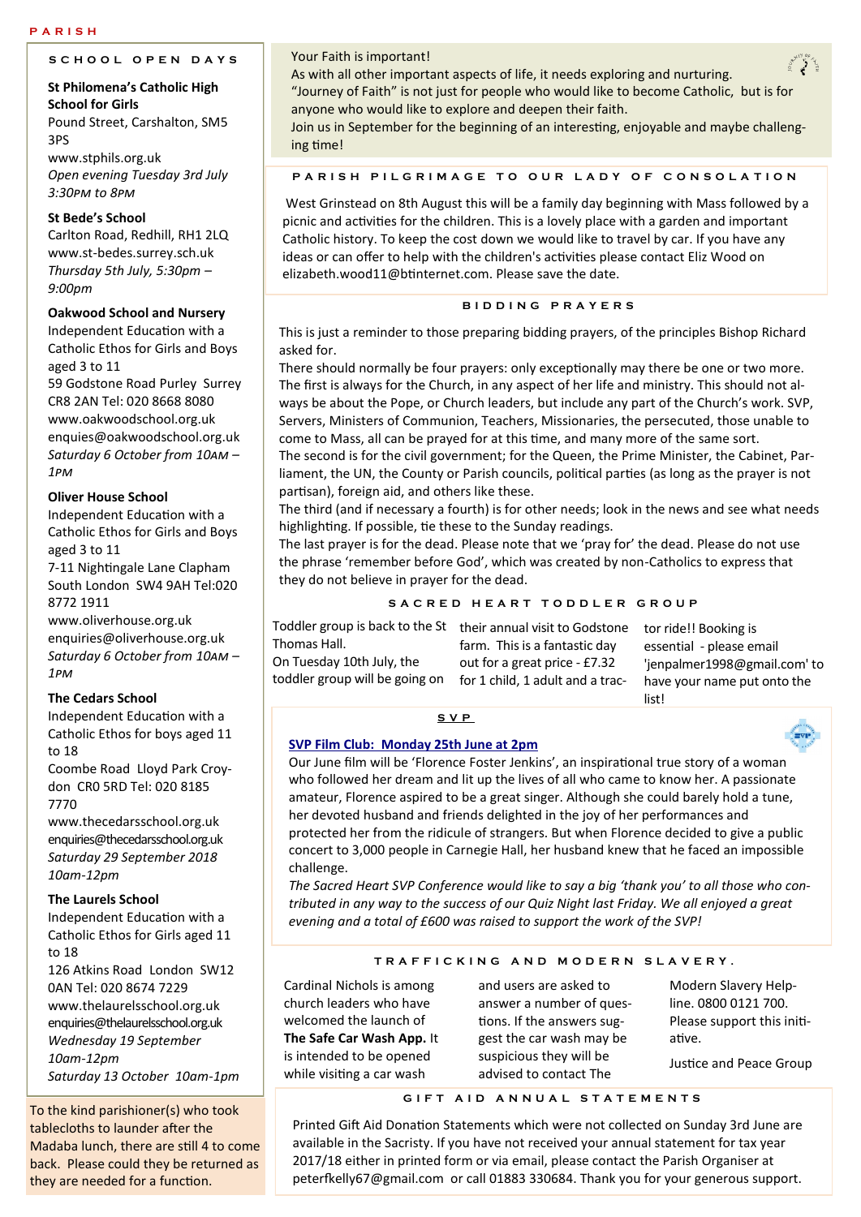PARISH

## SCHOOL OPEN DAYS

**St Philomena's Catholic High School for Girls**
Pound Street, Carshalton, SM5 3PS
www.stphils.org.uk
*Open evening Tuesday 3rd July 3:30PM to 8PM*

**St Bede's School**
Carlton Road, Redhill, RH1 2LQ
www.st-bedes.surrey.sch.uk
*Thursday 5th July, 5:30pm – 9:00pm*

**Oakwood School and Nursery**
Independent Education with a Catholic Ethos for Girls and Boys aged 3 to 11
59 Godstone Road Purley Surrey CR8 2AN Tel: 020 8668 8080
www.oakwoodschool.org.uk
enquires@oakwoodschool.org.uk
*Saturday 6 October from 10AM – 1PM*

**Oliver House School**
Independent Education with a Catholic Ethos for Girls and Boys aged 3 to 11
7-11 Nightingale Lane Clapham South London SW4 9AH Tel:020 8772 1911
www.oliverhouse.org.uk
enquiries@oliverhouse.org.uk
*Saturday 6 October from 10AM – 1PM*

**The Cedars School**
Independent Education with a Catholic Ethos for boys aged 11 to 18
Coombe Road Lloyd Park Croydon CR0 5RD Tel: 020 8185 7770
www.thecedarsschool.org.uk
enquiries@thecedarsschool.org.uk
*Saturday 29 September 2018 10am-12pm*

**The Laurels School**
Independent Education with a Catholic Ethos for Girls aged 11 to 18
126 Atkins Road London SW12 0AN Tel: 020 8674 7229
www.thelaurelsschool.org.uk
enquiries@thelaurelsschool.org.uk
*Wednesday 19 September 10am-12pm*
*Saturday 13 October 10am-1pm*

To the kind parishioner(s) who took tablecloths to launder after the Madaba lunch, there are still 4 to come back. Please could they be returned as they are needed for a function.

Your Faith is important!
As with all other important aspects of life, it needs exploring and nurturing.
"Journey of Faith" is not just for people who would like to become Catholic, but is for anyone who would like to explore and deepen their faith.
Join us in September for the beginning of an interesting, enjoyable and maybe challenging time!

## PARISH PILGRIMAGE TO OUR LADY OF CONSOLATION

West Grinstead on 8th August this will be a family day beginning with Mass followed by a picnic and activities for the children. This is a lovely place with a garden and important Catholic history. To keep the cost down we would like to travel by car. If you have any ideas or can offer to help with the children's activities please contact Eliz Wood on elizabeth.wood11@btinternet.com. Please save the date.

## BIDDING PRAYERS

This is just a reminder to those preparing bidding prayers, of the principles Bishop Richard asked for.
There should normally be four prayers: only exceptionally may there be one or two more.
The first is always for the Church, in any aspect of her life and ministry. This should not always be about the Pope, or Church leaders, but include any part of the Church's work. SVP, Servers, Ministers of Communion, Teachers, Missionaries, the persecuted, those unable to come to Mass, all can be prayed for at this time, and many more of the same sort.
The second is for the civil government; for the Queen, the Prime Minister, the Cabinet, Parliament, the UN, the County or Parish councils, political parties (as long as the prayer is not partisan), foreign aid, and others like these.
The third (and if necessary a fourth) is for other needs; look in the news and see what needs highlighting. If possible, tie these to the Sunday readings.
The last prayer is for the dead. Please note that we 'pray for' the dead. Please do not use the phrase 'remember before God', which was created by non-Catholics to express that they do not believe in prayer for the dead.

## SACRED HEART TODDLER GROUP

Toddler group is back to the St Thomas Hall.
On Tuesday 10th July, the toddler group will be going on their annual visit to Godstone farm. This is a fantastic day out for a great price - £7.32 for 1 child, 1 adult and a tractor ride!! Booking is essential - please email 'jenpalmer1998@gmail.com' to have your name put onto the list!

## SVP

**SVP Film Club: Monday 25th June at 2pm**

Our June film will be 'Florence Foster Jenkins', an inspirational true story of a woman who followed her dream and lit up the lives of all who came to know her. A passionate amateur, Florence aspired to be a great singer. Although she could barely hold a tune, her devoted husband and friends delighted in the joy of her performances and protected her from the ridicule of strangers. But when Florence decided to give a public concert to 3,000 people in Carnegie Hall, her husband knew that he faced an impossible challenge.

*The Sacred Heart SVP Conference would like to say a big 'thank you' to all those who contributed in any way to the success of our Quiz Night last Friday. We all enjoyed a great evening and a total of £600 was raised to support the work of the SVP!*

## TRAFFICKING AND MODERN SLAVERY.

Cardinal Nichols is among church leaders who have welcomed the launch of **The Safe Car Wash App.** It is intended to be opened while visiting a car wash and users are asked to answer a number of questions. If the answers suggest the car wash may be suspicious they will be advised to contact The Modern Slavery Helpline. 0800 0121 700. Please support this initiative.

Justice and Peace Group

## GIFT AID ANNUAL STATEMENTS

Printed Gift Aid Donation Statements which were not collected on Sunday 3rd June are available in the Sacristy. If you have not received your annual statement for tax year 2017/18 either in printed form or via email, please contact the Parish Organiser at peterfkelly67@gmail.com or call 01883 330684. Thank you for your generous support.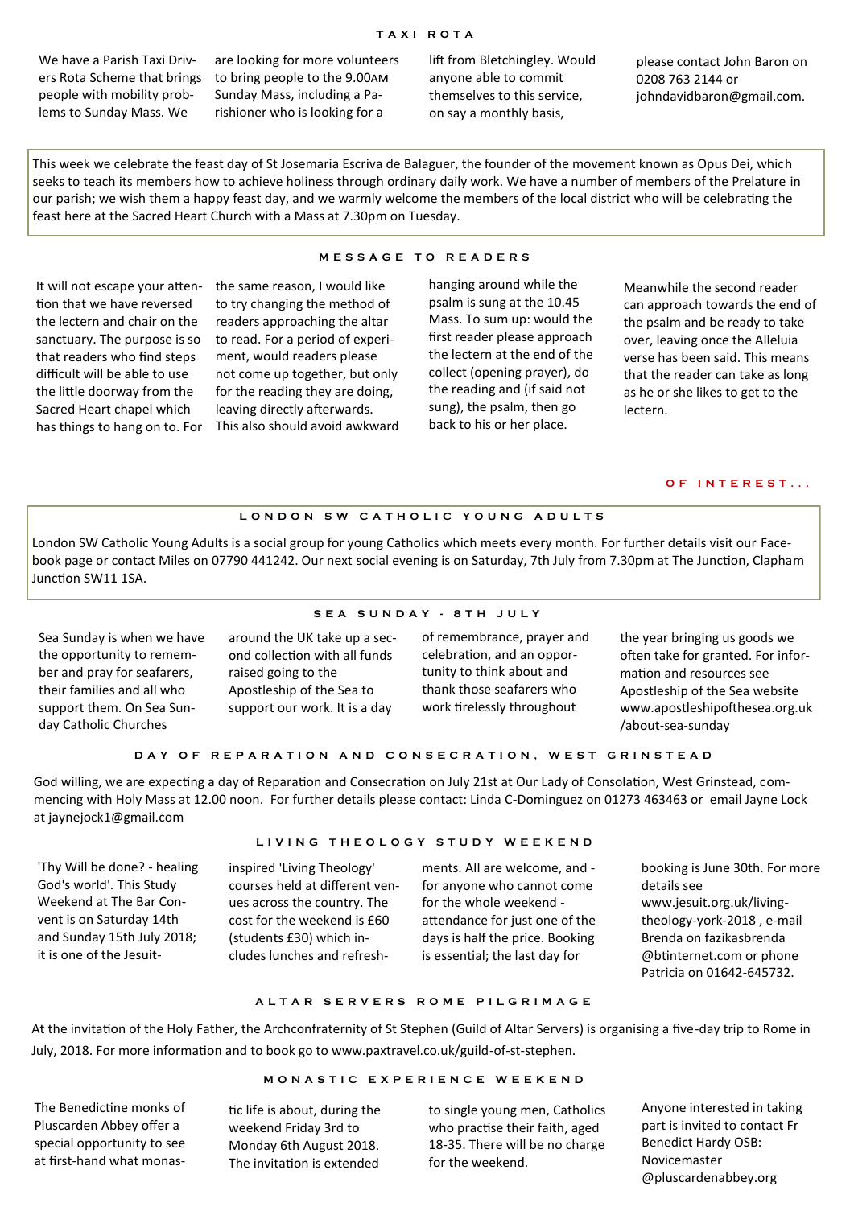## TAXI ROTA

We have a Parish Taxi Drivers Rota Scheme that brings people with mobility problems to Sunday Mass. We are looking for more volunteers to bring people to the 9.00AM Sunday Mass, including a Parishioner who is looking for a lift from Bletchingley. Would anyone able to commit themselves to this service, on say a monthly basis, please contact John Baron on 0208 763 2144 or johndavidbaron@gmail.com.

This week we celebrate the feast day of St Josemaria Escriva de Balaguer, the founder of the movement known as Opus Dei, which seeks to teach its members how to achieve holiness through ordinary daily work. We have a number of members of the Prelature in our parish; we wish them a happy feast day, and we warmly welcome the members of the local district who will be celebrating the feast here at the Sacred Heart Church with a Mass at 7.30pm on Tuesday.

## MESSAGE TO READERS

It will not escape your attention that we have reversed the lectern and chair on the sanctuary. The purpose is so that readers who find steps difficult will be able to use the little doorway from the Sacred Heart chapel which has things to hang on to. For the same reason, I would like to try changing the method of readers approaching the altar to read. For a period of experiment, would readers please not come up together, but only for the reading they are doing, leaving directly afterwards. This also should avoid awkward hanging around while the psalm is sung at the 10.45 Mass. To sum up: would the first reader please approach the lectern at the end of the collect (opening prayer), do the reading and (if said not sung), the psalm, then go back to his or her place. Meanwhile the second reader can approach towards the end of the psalm and be ready to take over, leaving once the Alleluia verse has been said. This means that the reader can take as long as he or she likes to get to the lectern.

## OF INTEREST...

### LONDON SW CATHOLIC YOUNG ADULTS

London SW Catholic Young Adults is a social group for young Catholics which meets every month. For further details visit our Facebook page or contact Miles on 07790 441242. Our next social evening is on Saturday, 7th July from 7.30pm at The Junction, Clapham Junction SW11 1SA.

### SEA SUNDAY - 8TH JULY

Sea Sunday is when we have the opportunity to remember and pray for seafarers, their families and all who support them. On Sea Sunday Catholic Churches around the UK take up a second collection with all funds raised going to the Apostleship of the Sea to support our work. It is a day of remembrance, prayer and celebration, and an opportunity to think about and thank those seafarers who work tirelessly throughout the year bringing us goods we often take for granted. For information and resources see Apostleship of the Sea website www.apostleshipofthesea.org.uk/about-sea-sunday

### DAY OF REPARATION AND CONSECRATION, WEST GRINSTEAD

God willing, we are expecting a day of Reparation and Consecration on July 21st at Our Lady of Consolation, West Grinstead, commencing with Holy Mass at 12.00 noon. For further details please contact: Linda C-Dominguez on 01273 463463 or email Jayne Lock at jaynejock1@gmail.com

### LIVING THEOLOGY STUDY WEEKEND

'Thy Will be done? - healing God's world'. This Study Weekend at The Bar Convent is on Saturday 14th and Sunday 15th July 2018; it is one of the Jesuit-inspired 'Living Theology' courses held at different venues across the country. The cost for the weekend is £60 (students £30) which includes lunches and refreshments. All are welcome, and - for anyone who cannot come for the whole weekend - attendance for just one of the days is half the price. Booking is essential; the last day for booking is June 30th. For more details see www.jesuit.org.uk/living-theology-york-2018 , e-mail Brenda on fazikasbrenda@btinternet.com or phone Patricia on 01642-645732.

### ALTAR SERVERS ROME PILGRIMAGE

At the invitation of the Holy Father, the Archconfraternity of St Stephen (Guild of Altar Servers) is organising a five-day trip to Rome in July, 2018. For more information and to book go to www.paxtravel.co.uk/guild-of-st-stephen.

### MONASTIC EXPERIENCE WEEKEND

The Benedictine monks of Pluscarden Abbey offer a special opportunity to see at first-hand what monastic life is about, during the weekend Friday 3rd to Monday 6th August 2018. The invitation is extended to single young men, Catholics who practise their faith, aged 18-35. There will be no charge for the weekend. Anyone interested in taking part is invited to contact Fr Benedict Hardy OSB: Novicemaster @pluscardenabbey.org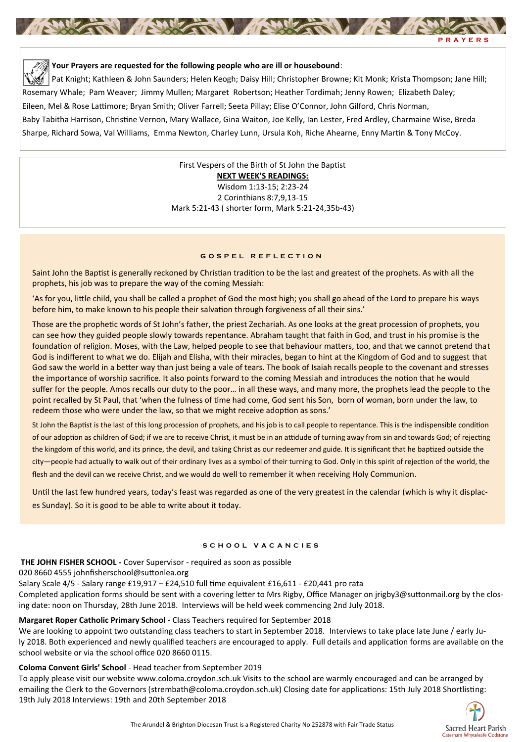## PRAYERS

**Your Prayers are requested for the following people who are ill or housebound**:

Pat Knight; Kathleen & John Saunders; Helen Keogh; Daisy Hill; Christopher Browne; Kit Monk; Krista Thompson; Jane Hill; Rosemary Whale; Pam Weaver; Jimmy Mullen; Margaret Robertson; Heather Tordimah; Jenny Rowen; Elizabeth Daley; Eileen, Mel & Rose Lattimore; Bryan Smith; Oliver Farrell; Seeta Pillay; Elise O'Connor, John Gilford, Chris Norman, Baby Tabitha Harrison, Christine Vernon, Mary Wallace, Gina Waiton, Joe Kelly, Ian Lester, Fred Ardley, Charmaine Wise, Breda Sharpe, Richard Sowa, Val Williams, Emma Newton, Charley Lunn, Ursula Koh, Riche Ahearne, Enny Martin & Tony McCoy.

First Vespers of the Birth of St John the Baptist

**NEXT WEEK'S READINGS:**

Wisdom 1:13-15; 2:23-24
2 Corinthians 8:7,9,13-15
Mark 5:21-43 ( shorter form, Mark 5:21-24,35b-43)

## GOSPEL REFLECTION

Saint John the Baptist is generally reckoned by Christian tradition to be the last and greatest of the prophets. As with all the prophets, his job was to prepare the way of the coming Messiah:

'As for you, little child, you shall be called a prophet of God the most high; you shall go ahead of the Lord to prepare his ways before him, to make known to his people their salvation through forgiveness of all their sins.'

Those are the prophetic words of St John's father, the priest Zechariah. As one looks at the great procession of prophets, you can see how they guided people slowly towards repentance. Abraham taught that faith in God, and trust in his promise is the foundation of religion. Moses, with the Law, helped people to see that behaviour matters, too, and that we cannot pretend that God is indifferent to what we do. Elijah and Elisha, with their miracles, began to hint at the Kingdom of God and to suggest that God saw the world in a better way than just being a vale of tears. The book of Isaiah recalls people to the covenant and stresses the importance of worship sacrifice. It also points forward to the coming Messiah and introduces the notion that he would suffer for the people. Amos recalls our duty to the poor… in all these ways, and many more, the prophets lead the people to the point recalled by St Paul, that 'when the fulness of time had come, God sent his Son, born of woman, born under the law, to redeem those who were under the law, so that we might receive adoption as sons.'

St John the Baptist is the last of this long procession of prophets, and his job is to call people to repentance. This is the indispensible condition of our adoption as children of God; if we are to receive Christ, it must be in an attidude of turning away from sin and towards God; of rejecting the kingdom of this world, and its prince, the devil, and taking Christ as our redeemer and guide. It is significant that he baptized outside the city—people had actually to walk out of their ordinary lives as a symbol of their turning to God. Only in this spirit of rejection of the world, the flesh and the devil can we receive Christ, and we would do well to remember it when receiving Holy Communion.

Until the last few hundred years, today's feast was regarded as one of the very greatest in the calendar (which is why it displaces Sunday). So it is good to be able to write about it today.

## SCHOOL VACANCIES

**THE JOHN FISHER SCHOOL -** Cover Supervisor - required as soon as possible
020 8660 4555 johnfisherschool@suttonlea.org
Salary Scale 4/5 - Salary range £19,917 – £24,510 full time equivalent £16,611 - £20,441 pro rata
Completed application forms should be sent with a covering letter to Mrs Rigby, Office Manager on jrigby3@suttonmail.org by the closing date: noon on Thursday, 28th June 2018. Interviews will be held week commencing 2nd July 2018.

**Margaret Roper Catholic Primary School** - Class Teachers required for September 2018
We are looking to appoint two outstanding class teachers to start in September 2018. Interviews to take place late June / early July 2018. Both experienced and newly qualified teachers are encouraged to apply. Full details and application forms are available on the school website or via the school office 020 8660 0115.

**Coloma Convent Girls' School** - Head teacher from September 2019
To apply please visit our website www.coloma.croydon.sch.uk Visits to the school are warmly encouraged and can be arranged by emailing the Clerk to the Governors (strembath@coloma.croydon.sch.uk) Closing date for applications: 15th July 2018 Shortlisting: 19th July 2018 Interviews: 19th and 20th September 2018

The Arundel & Brighton Diocesan Trust is a Registered Charity No 252878 with Fair Trade Status

Sacred Heart Parish
Caterham Whyteleafe Godstone